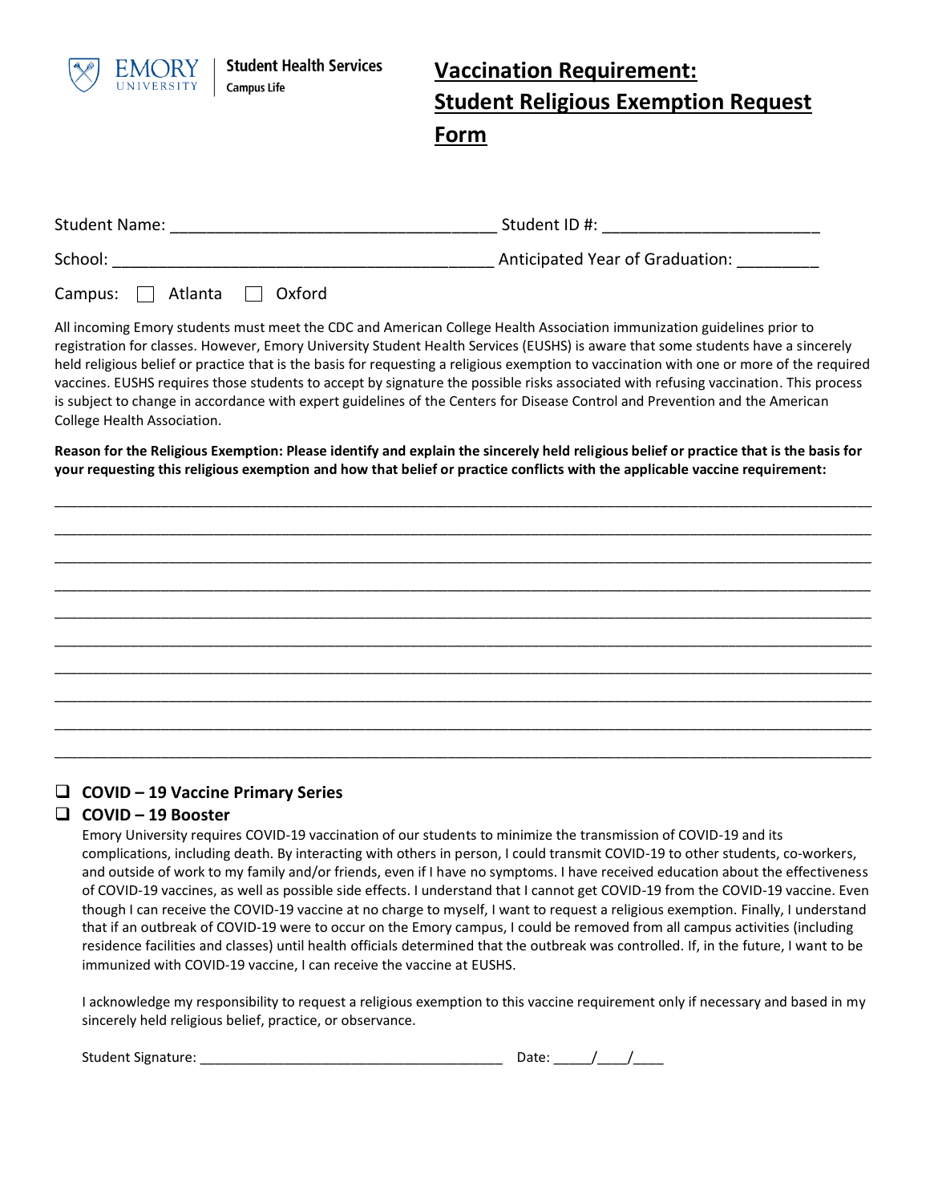EMORY UNIVERSITY | Student Health Services
Campus Life

# Vaccination Requirement: Student Religious Exemption Request Form

Student Name: ___________________________________ Student ID #: _______________________

School: __________________________________________ Anticipated Year of Graduation: _________

Campus: ☐ Atlanta ☐ Oxford

All incoming Emory students must meet the CDC and American College Health Association immunization guidelines prior to registration for classes. However, Emory University Student Health Services (EUSHS) is aware that some students have a sincerely held religious belief or practice that is the basis for requesting a religious exemption to vaccination with one or more of the required vaccines. EUSHS requires those students to accept by signature the possible risks associated with refusing vaccination. This process is subject to change in accordance with expert guidelines of the Centers for Disease Control and Prevention and the American College Health Association.

**Reason for the Religious Exemption: Please identify and explain the sincerely held religious belief or practice that is the basis for your requesting this religious exemption and how that belief or practice conflicts with the applicable vaccine requirement:**

__________________________________________________________________________________________

__________________________________________________________________________________________

__________________________________________________________________________________________

__________________________________________________________________________________________

__________________________________________________________________________________________

__________________________________________________________________________________________

__________________________________________________________________________________________

__________________________________________________________________________________________

__________________________________________________________________________________________

__________________________________________________________________________________________

- ☐ **COVID – 19 Vaccine Primary Series**
- ☐ **COVID – 19 Booster**

Emory University requires COVID-19 vaccination of our students to minimize the transmission of COVID-19 and its complications, including death. By interacting with others in person, I could transmit COVID-19 to other students, co-workers, and outside of work to my family and/or friends, even if I have no symptoms. I have received education about the effectiveness of COVID-19 vaccines, as well as possible side effects. I understand that I cannot get COVID-19 from the COVID-19 vaccine. Even though I can receive the COVID-19 vaccine at no charge to myself, I want to request a religious exemption. Finally, I understand that if an outbreak of COVID-19 were to occur on the Emory campus, I could be removed from all campus activities (including residence facilities and classes) until health officials determined that the outbreak was controlled. If, in the future, I want to be immunized with COVID-19 vaccine, I can receive the vaccine at EUSHS.

I acknowledge my responsibility to request a religious exemption to this vaccine requirement only if necessary and based in my sincerely held religious belief, practice, or observance.

Student Signature: ______________________________________ Date: _____/____/____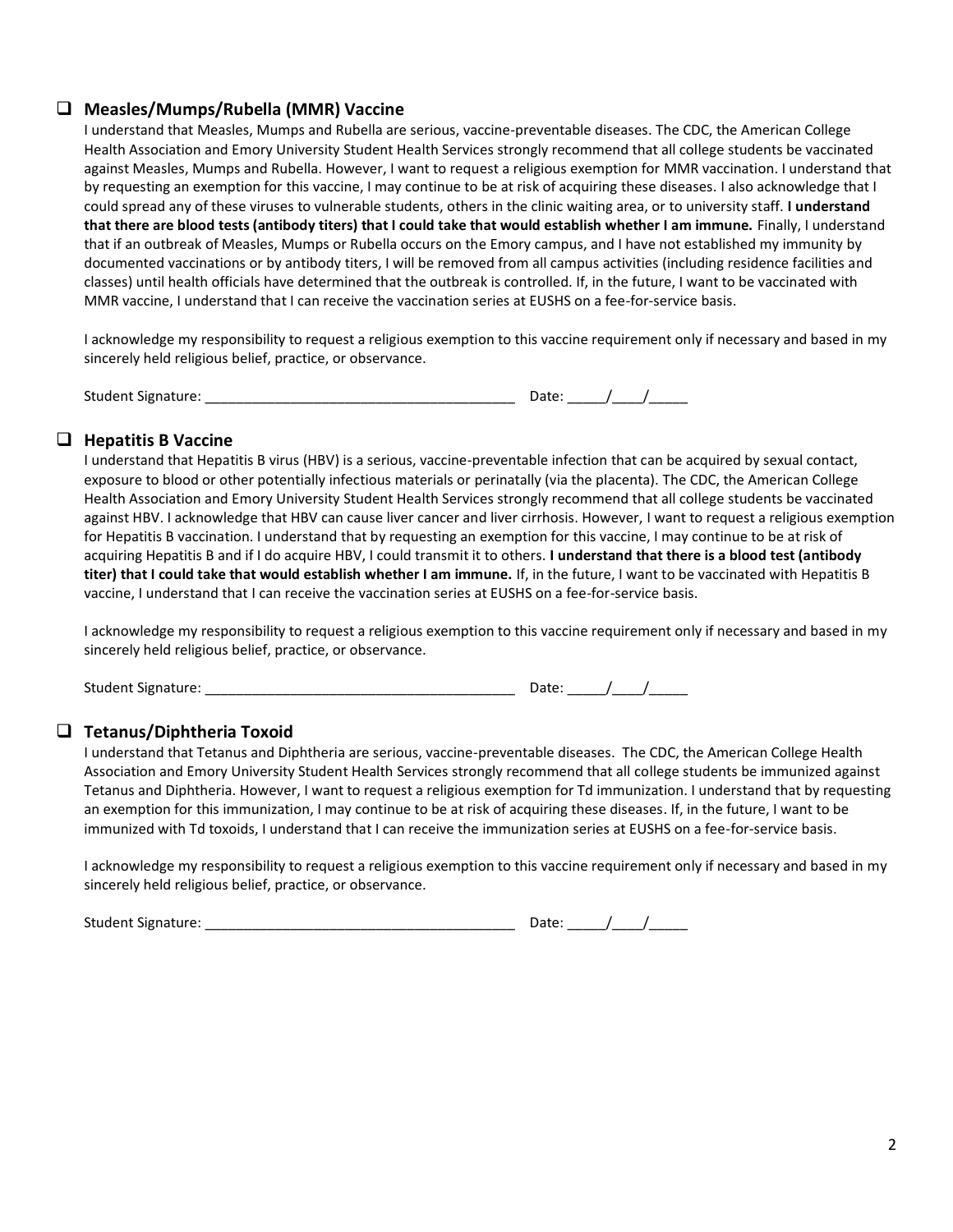## ❑ Measles/Mumps/Rubella (MMR) Vaccine

I understand that Measles, Mumps and Rubella are serious, vaccine-preventable diseases. The CDC, the American College Health Association and Emory University Student Health Services strongly recommend that all college students be vaccinated against Measles, Mumps and Rubella. However, I want to request a religious exemption for MMR vaccination. I understand that by requesting an exemption for this vaccine, I may continue to be at risk of acquiring these diseases. I also acknowledge that I could spread any of these viruses to vulnerable students, others in the clinic waiting area, or to university staff. **I understand that there are blood tests (antibody titers) that I could take that would establish whether I am immune.** Finally, I understand that if an outbreak of Measles, Mumps or Rubella occurs on the Emory campus, and I have not established my immunity by documented vaccinations or by antibody titers, I will be removed from all campus activities (including residence facilities and classes) until health officials have determined that the outbreak is controlled. If, in the future, I want to be vaccinated with MMR vaccine, I understand that I can receive the vaccination series at EUSHS on a fee-for-service basis.

I acknowledge my responsibility to request a religious exemption to this vaccine requirement only if necessary and based in my sincerely held religious belief, practice, or observance.

Student Signature: _______________________________________ Date: _____/____/_____

## ❑ Hepatitis B Vaccine

I understand that Hepatitis B virus (HBV) is a serious, vaccine-preventable infection that can be acquired by sexual contact, exposure to blood or other potentially infectious materials or perinatally (via the placenta). The CDC, the American College Health Association and Emory University Student Health Services strongly recommend that all college students be vaccinated against HBV. I acknowledge that HBV can cause liver cancer and liver cirrhosis. However, I want to request a religious exemption for Hepatitis B vaccination. I understand that by requesting an exemption for this vaccine, I may continue to be at risk of acquiring Hepatitis B and if I do acquire HBV, I could transmit it to others. **I understand that there is a blood test (antibody titer) that I could take that would establish whether I am immune.** If, in the future, I want to be vaccinated with Hepatitis B vaccine, I understand that I can receive the vaccination series at EUSHS on a fee-for-service basis.

I acknowledge my responsibility to request a religious exemption to this vaccine requirement only if necessary and based in my sincerely held religious belief, practice, or observance.

Student Signature: _______________________________________ Date: _____/____/_____

## ❑ Tetanus/Diphtheria Toxoid

I understand that Tetanus and Diphtheria are serious, vaccine-preventable diseases. The CDC, the American College Health Association and Emory University Student Health Services strongly recommend that all college students be immunized against Tetanus and Diphtheria. However, I want to request a religious exemption for Td immunization. I understand that by requesting an exemption for this immunization, I may continue to be at risk of acquiring these diseases. If, in the future, I want to be immunized with Td toxoids, I understand that I can receive the immunization series at EUSHS on a fee-for-service basis.

I acknowledge my responsibility to request a religious exemption to this vaccine requirement only if necessary and based in my sincerely held religious belief, practice, or observance.

Student Signature: _______________________________________ Date: _____/____/_____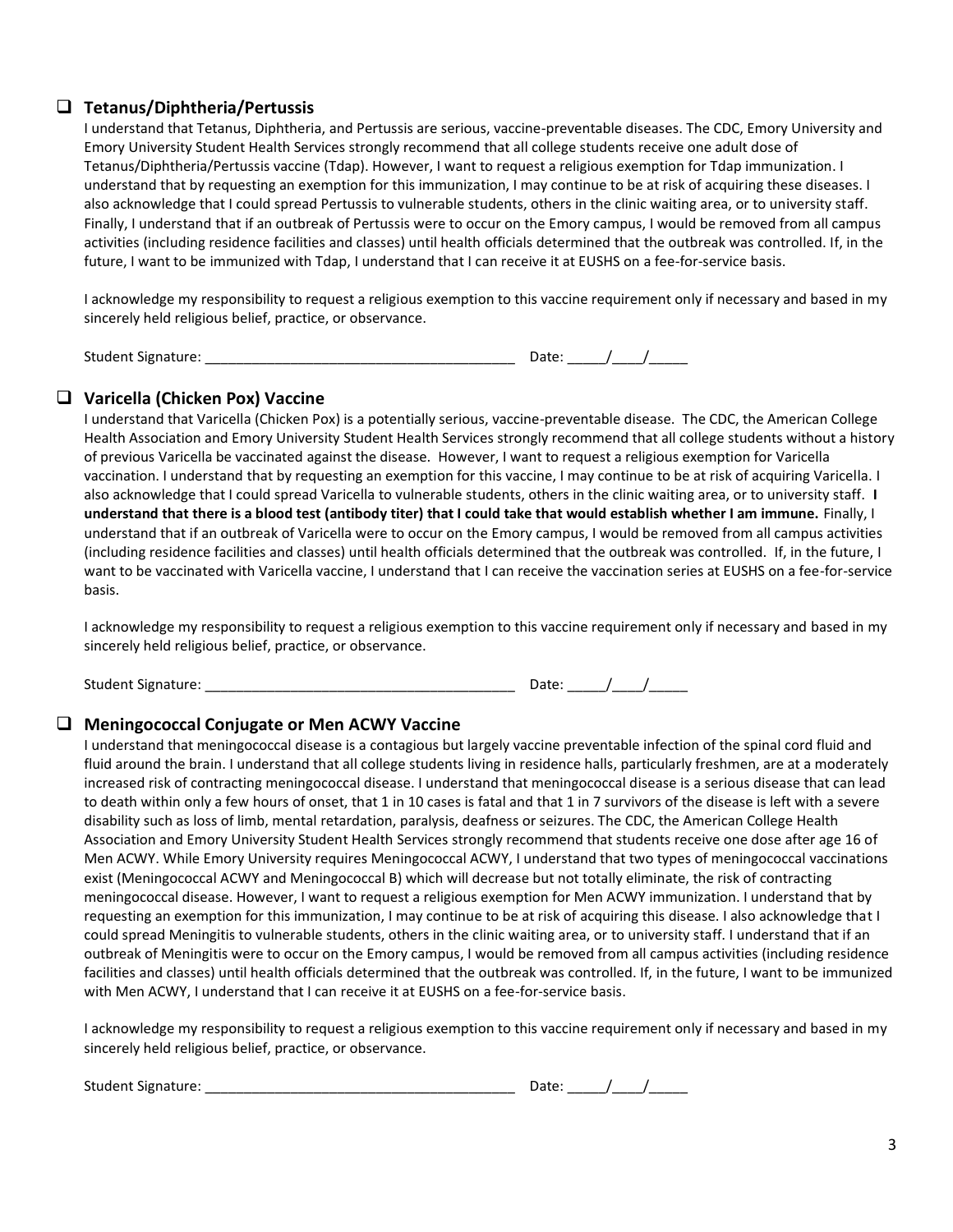### ❑ **Tetanus/Diphtheria/Pertussis**

I understand that Tetanus, Diphtheria, and Pertussis are serious, vaccine-preventable diseases. The CDC, Emory University and Emory University Student Health Services strongly recommend that all college students receive one adult dose of Tetanus/Diphtheria/Pertussis vaccine (Tdap). However, I want to request a religious exemption for Tdap immunization. I understand that by requesting an exemption for this immunization, I may continue to be at risk of acquiring these diseases. I also acknowledge that I could spread Pertussis to vulnerable students, others in the clinic waiting area, or to university staff. Finally, I understand that if an outbreak of Pertussis were to occur on the Emory campus, I would be removed from all campus activities (including residence facilities and classes) until health officials determined that the outbreak was controlled. If, in the future, I want to be immunized with Tdap, I understand that I can receive it at EUSHS on a fee-for-service basis.

I acknowledge my responsibility to request a religious exemption to this vaccine requirement only if necessary and based in my sincerely held religious belief, practice, or observance.

Student Signature: ________________________________________ Date: _____/____/_____

### ❑ **Varicella (Chicken Pox) Vaccine**

I understand that Varicella (Chicken Pox) is a potentially serious, vaccine-preventable disease. The CDC, the American College Health Association and Emory University Student Health Services strongly recommend that all college students without a history of previous Varicella be vaccinated against the disease. However, I want to request a religious exemption for Varicella vaccination. I understand that by requesting an exemption for this vaccine, I may continue to be at risk of acquiring Varicella. I also acknowledge that I could spread Varicella to vulnerable students, others in the clinic waiting area, or to university staff. **I understand that there is a blood test (antibody titer) that I could take that would establish whether I am immune.** Finally, I understand that if an outbreak of Varicella were to occur on the Emory campus, I would be removed from all campus activities (including residence facilities and classes) until health officials determined that the outbreak was controlled. If, in the future, I want to be vaccinated with Varicella vaccine, I understand that I can receive the vaccination series at EUSHS on a fee-for-service basis.

I acknowledge my responsibility to request a religious exemption to this vaccine requirement only if necessary and based in my sincerely held religious belief, practice, or observance.

Student Signature: ________________________________________ Date: _____/____/_____

### ❑ **Meningococcal Conjugate or Men ACWY Vaccine**

I understand that meningococcal disease is a contagious but largely vaccine preventable infection of the spinal cord fluid and fluid around the brain. I understand that all college students living in residence halls, particularly freshmen, are at a moderately increased risk of contracting meningococcal disease. I understand that meningococcal disease is a serious disease that can lead to death within only a few hours of onset, that 1 in 10 cases is fatal and that 1 in 7 survivors of the disease is left with a severe disability such as loss of limb, mental retardation, paralysis, deafness or seizures. The CDC, the American College Health Association and Emory University Student Health Services strongly recommend that students receive one dose after age 16 of Men ACWY. While Emory University requires Meningococcal ACWY, I understand that two types of meningococcal vaccinations exist (Meningococcal ACWY and Meningococcal B) which will decrease but not totally eliminate, the risk of contracting meningococcal disease. However, I want to request a religious exemption for Men ACWY immunization. I understand that by requesting an exemption for this immunization, I may continue to be at risk of acquiring this disease. I also acknowledge that I could spread Meningitis to vulnerable students, others in the clinic waiting area, or to university staff. I understand that if an outbreak of Meningitis were to occur on the Emory campus, I would be removed from all campus activities (including residence facilities and classes) until health officials determined that the outbreak was controlled. If, in the future, I want to be immunized with Men ACWY, I understand that I can receive it at EUSHS on a fee-for-service basis.

I acknowledge my responsibility to request a religious exemption to this vaccine requirement only if necessary and based in my sincerely held religious belief, practice, or observance.

Student Signature: ________________________________________ Date: _____/____/_____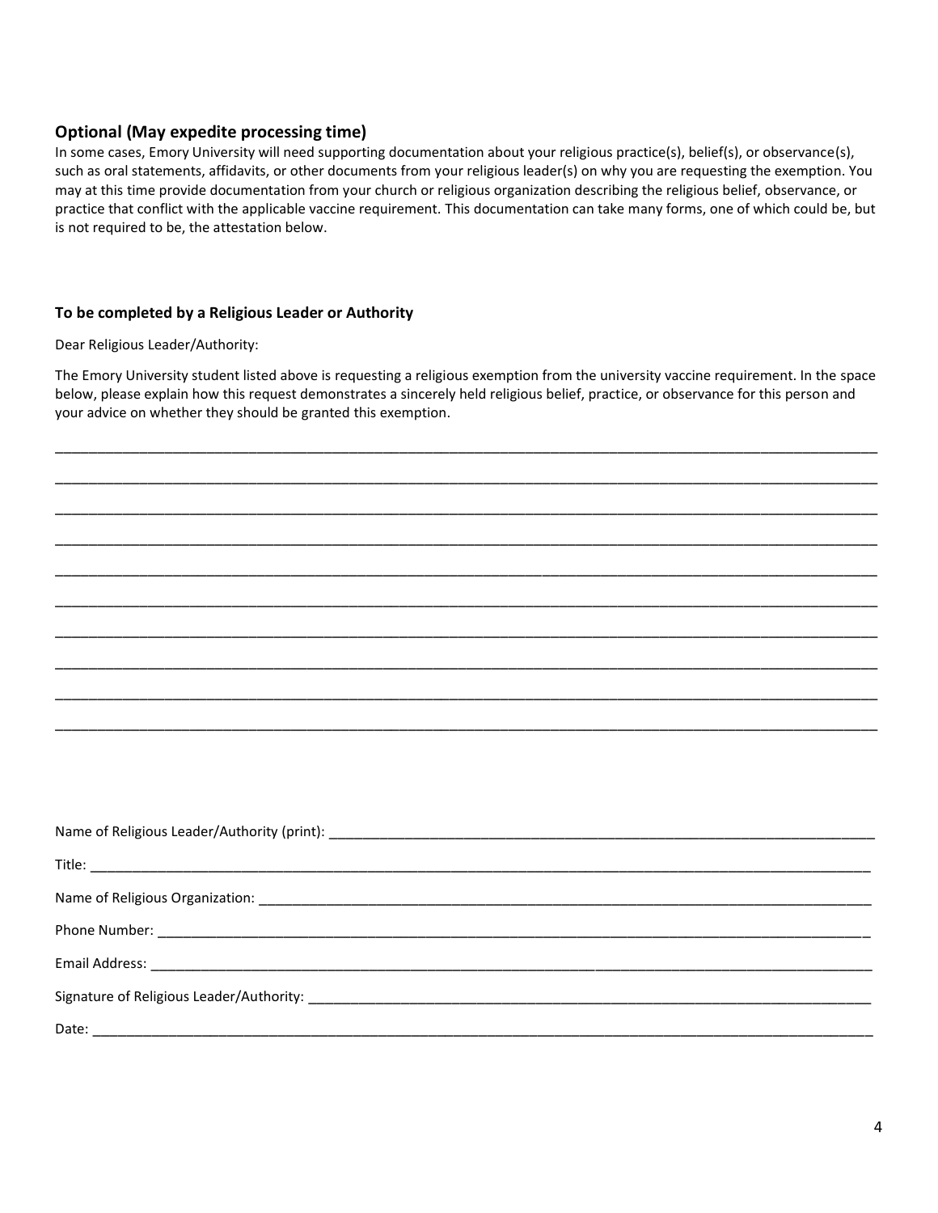### Optional (May expedite processing time)

In some cases, Emory University will need supporting documentation about your religious practice(s), belief(s), or observance(s), such as oral statements, affidavits, or other documents from your religious leader(s) on why you are requesting the exemption. You may at this time provide documentation from your church or religious organization describing the religious belief, observance, or practice that conflict with the applicable vaccine requirement. This documentation can take many forms, one of which could be, but is not required to be, the attestation below.

#### To be completed by a Religious Leader or Authority

Dear Religious Leader/Authority:

The Emory University student listed above is requesting a religious exemption from the university vaccine requirement. In the space below, please explain how this request demonstrates a sincerely held religious belief, practice, or observance for this person and your advice on whether they should be granted this exemption.

____________________________________________________________________________________

____________________________________________________________________________________

____________________________________________________________________________________

____________________________________________________________________________________

____________________________________________________________________________________

____________________________________________________________________________________

____________________________________________________________________________________

____________________________________________________________________________________

____________________________________________________________________________________

____________________________________________________________________________________

Name of Religious Leader/Authority (print): ____________________________________________

Title: ____________________________________________________________________________

Name of Religious Organization: _____________________________________________________

Phone Number: _____________________________________________________________________

Email Address: _____________________________________________________________________

Signature of Religious Leader/Authority: _______________________________________________

Date: _____________________________________________________________________________